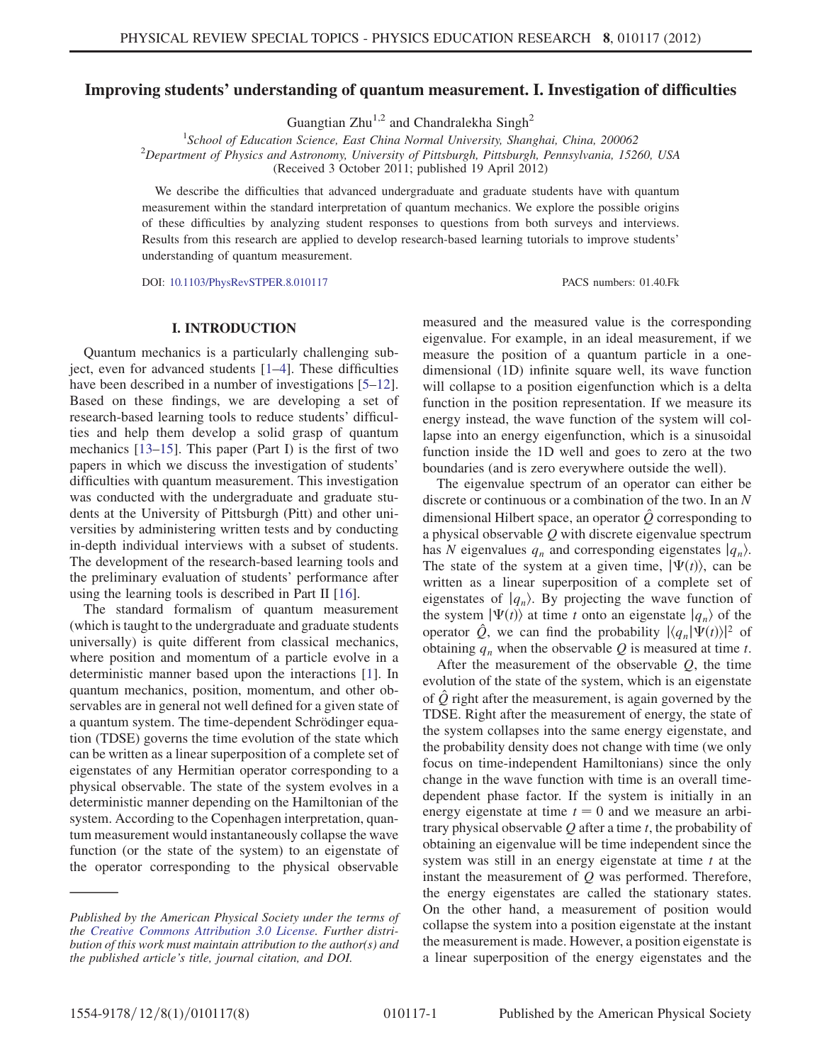# Improving students' understanding of quantum measurement. I. Investigation of difficulties

Guangtian Zhu[1,2] and Chandralekha Singh[2]

[1]*School of Education Science, East China Normal University, Shanghai, China, 200062*
[2]*Department of Physics and Astronomy, University of Pittsburgh, Pittsburgh, Pennsylvania, 15260, USA*
(Received 3 October 2011; published 19 April 2012)

We describe the difficulties that advanced undergraduate and graduate students have with quantum measurement within the standard interpretation of quantum mechanics. We explore the possible origins of these difficulties by analyzing student responses to questions from both surveys and interviews. Results from this research are applied to develop research-based learning tutorials to improve students' understanding of quantum measurement.

DOI: 10.1103/PhysRevSTPER.8.010117 PACS numbers: 01.40.Fk

## I. INTRODUCTION

Quantum mechanics is a particularly challenging subject, even for advanced students [1–4]. These difficulties have been described in a number of investigations [5–12]. Based on these findings, we are developing a set of research-based learning tools to reduce students' difficulties and help them develop a solid grasp of quantum mechanics [13–15]. This paper (Part I) is the first of two papers in which we discuss the investigation of students' difficulties with quantum measurement. This investigation was conducted with the undergraduate and graduate students at the University of Pittsburgh (Pitt) and other universities by administering written tests and by conducting in-depth individual interviews with a subset of students. The development of the research-based learning tools and the preliminary evaluation of students' performance after using the learning tools is described in Part II [16].

The standard formalism of quantum measurement (which is taught to the undergraduate and graduate students universally) is quite different from classical mechanics, where position and momentum of a particle evolve in a deterministic manner based upon the interactions [1]. In quantum mechanics, position, momentum, and other observables are in general not well defined for a given state of a quantum system. The time-dependent Schrödinger equation (TDSE) governs the time evolution of the state which can be written as a linear superposition of a complete set of eigenstates of any Hermitian operator corresponding to a physical observable. The state of the system evolves in a deterministic manner depending on the Hamiltonian of the system. According to the Copenhagen interpretation, quantum measurement would instantaneously collapse the wave function (or the state of the system) to an eigenstate of the operator corresponding to the physical observable measured and the measured value is the corresponding eigenvalue. For example, in an ideal measurement, if we measure the position of a quantum particle in a one-dimensional (1D) infinite square well, its wave function will collapse to a position eigenfunction which is a delta function in the position representation. If we measure its energy instead, the wave function of the system will collapse into an energy eigenfunction, which is a sinusoidal function inside the 1D well and goes to zero at the two boundaries (and is zero everywhere outside the well).

The eigenvalue spectrum of an operator can either be discrete or continuous or a combination of the two. In an $N$ dimensional Hilbert space, an operator $\hat{Q}$ corresponding to a physical observable $Q$ with discrete eigenvalue spectrum has $N$ eigenvalues $q_n$ and corresponding eigenstates $|q_n\rangle$. The state of the system at a given time, $|\Psi(t)\rangle$, can be written as a linear superposition of a complete set of eigenstates of $|q_n\rangle$. By projecting the wave function of the system $|\Psi(t)\rangle$ at time $t$ onto an eigenstate $|q_n\rangle$ of the operator $\hat{Q}$, we can find the probability $|\langle q_n|\Psi(t)\rangle|^2$ of obtaining $q_n$ when the observable $Q$ is measured at time $t$.

After the measurement of the observable $Q$, the time evolution of the state of the system, which is an eigenstate of $\hat{Q}$ right after the measurement, is again governed by the TDSE. Right after the measurement of energy, the state of the system collapses into the same energy eigenstate, and the probability density does not change with time (we only focus on time-independent Hamiltonians) since the only change in the wave function with time is an overall time-dependent phase factor. If the system is initially in an energy eigenstate at time $t = 0$ and we measure an arbitrary physical observable $Q$ after a time $t$, the probability of obtaining an eigenvalue will be time independent since the system was still in an energy eigenstate at time $t$ at the instant the measurement of $Q$ was performed. Therefore, the energy eigenstates are called the stationary states. On the other hand, a measurement of position would collapse the system into a position eigenstate at the instant the measurement is made. However, a position eigenstate is a linear superposition of the energy eigenstates and the

---

*Published by the American Physical Society under the terms of the Creative Commons Attribution 3.0 License. Further distribution of this work must maintain attribution to the author(s) and the published article's title, journal citation, and DOI.*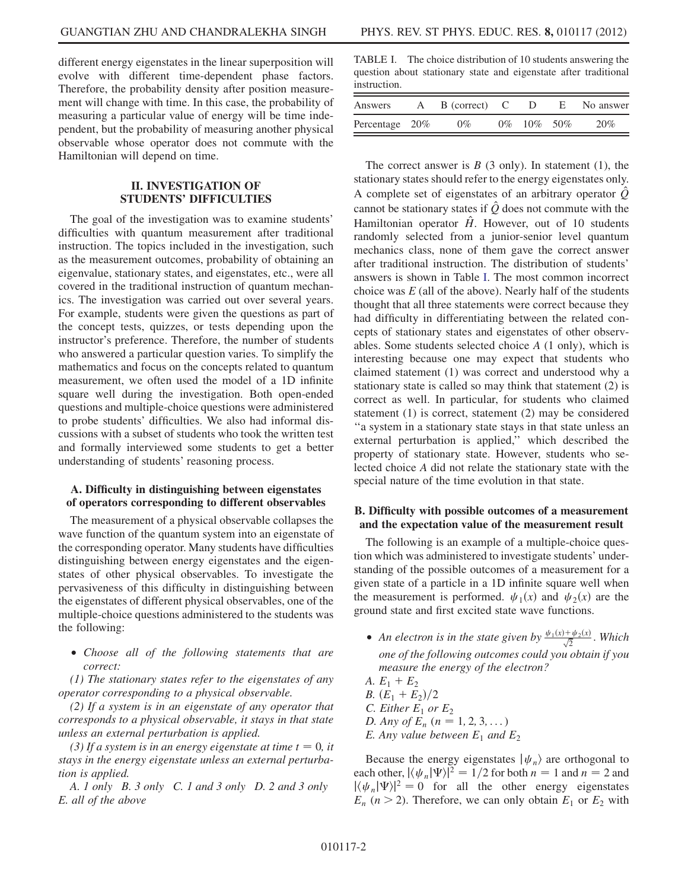different energy eigenstates in the linear superposition will evolve with different time-dependent phase factors. Therefore, the probability density after position measurement will change with time. In this case, the probability of measuring a particular value of energy will be time independent, but the probability of measuring another physical observable whose operator does not commute with the Hamiltonian will depend on time.

## II. INVESTIGATION OF STUDENTS' DIFFICULTIES

The goal of the investigation was to examine students' difficulties with quantum measurement after traditional instruction. The topics included in the investigation, such as the measurement outcomes, probability of obtaining an eigenvalue, stationary states, and eigenstates, etc., were all covered in the traditional instruction of quantum mechanics. The investigation was carried out over several years. For example, students were given the questions as part of the concept tests, quizzes, or tests depending upon the instructor's preference. Therefore, the number of students who answered a particular question varies. To simplify the mathematics and focus on the concepts related to quantum measurement, we often used the model of a 1D infinite square well during the investigation. Both open-ended questions and multiple-choice questions were administered to probe students' difficulties. We also had informal discussions with a subset of students who took the written test and formally interviewed some students to get a better understanding of students' reasoning process.

### A. Difficulty in distinguishing between eigenstates of operators corresponding to different observables

The measurement of a physical observable collapses the wave function of the quantum system into an eigenstate of the corresponding operator. Many students have difficulties distinguishing between energy eigenstates and the eigenstates of other physical observables. To investigate the pervasiveness of this difficulty in distinguishing between the eigenstates of different physical observables, one of the multiple-choice questions administered to the students was the following:

- *Choose all of the following statements that are correct:*

*(1) The stationary states refer to the eigenstates of any operator corresponding to a physical observable.*

*(2) If a system is in an eigenstate of any operator that corresponds to a physical observable, it stays in that state unless an external perturbation is applied.*

*(3) If a system is in an energy eigenstate at time $t = 0$, it stays in the energy eigenstate unless an external perturbation is applied.*

*A. 1 only B. 3 only C. 1 and 3 only D. 2 and 3 only E. all of the above*

TABLE I. The choice distribution of 10 students answering the question about stationary state and eigenstate after traditional instruction.

| Answers | A | B (correct) | C | D | E | No answer |
|---|---|---|---|---|---|---|
| Percentage | 20% | 0% | 0% | 10% | 50% | 20% |

The correct answer is *B* (3 only). In statement (1), the stationary states should refer to the energy eigenstates only. A complete set of eigenstates of an arbitrary operator $\hat{Q}$ cannot be stationary states if $\hat{Q}$ does not commute with the Hamiltonian operator $\hat{H}$. However, out of 10 students randomly selected from a junior-senior level quantum mechanics class, none of them gave the correct answer after traditional instruction. The distribution of students' answers is shown in Table I. The most common incorrect choice was *E* (all of the above). Nearly half of the students thought that all three statements were correct because they had difficulty in differentiating between the related concepts of stationary states and eigenstates of other observables. Some students selected choice *A* (1 only), which is interesting because one may expect that students who claimed statement (1) was correct and understood why a stationary state is called so may think that statement (2) is correct as well. In particular, for students who claimed statement (1) is correct, statement (2) may be considered "a system in a stationary state stays in that state unless an external perturbation is applied," which described the property of stationary state. However, students who selected choice *A* did not relate the stationary state with the special nature of the time evolution in that state.

### B. Difficulty with possible outcomes of a measurement and the expectation value of the measurement result

The following is an example of a multiple-choice question which was administered to investigate students' understanding of the possible outcomes of a measurement for a given state of a particle in a 1D infinite square well when the measurement is performed. $\psi_1(x)$ and $\psi_2(x)$ are the ground state and first excited state wave functions.

- *An electron is in the state given by $\frac{\psi_1(x)+\psi_2(x)}{\sqrt{2}}$. Which one of the following outcomes could you obtain if you measure the energy of the electron?*

*A. $E_1 + E_2$*
*B. $(E_1 + E_2)/2$*
*C. Either $E_1$ or $E_2$*
*D. Any of $E_n$ $(n = 1, 2, 3, \ldots)$*
*E. Any value between $E_1$ and $E_2$*

Because the energy eigenstates $|\psi_n\rangle$ are orthogonal to each other, $|\langle\psi_n|\Psi\rangle|^2 = 1/2$ for both $n = 1$ and $n = 2$ and $|\langle\psi_n|\Psi\rangle|^2 = 0$ for all the other energy eigenstates $E_n$ $(n > 2)$. Therefore, we can only obtain $E_1$ or $E_2$ with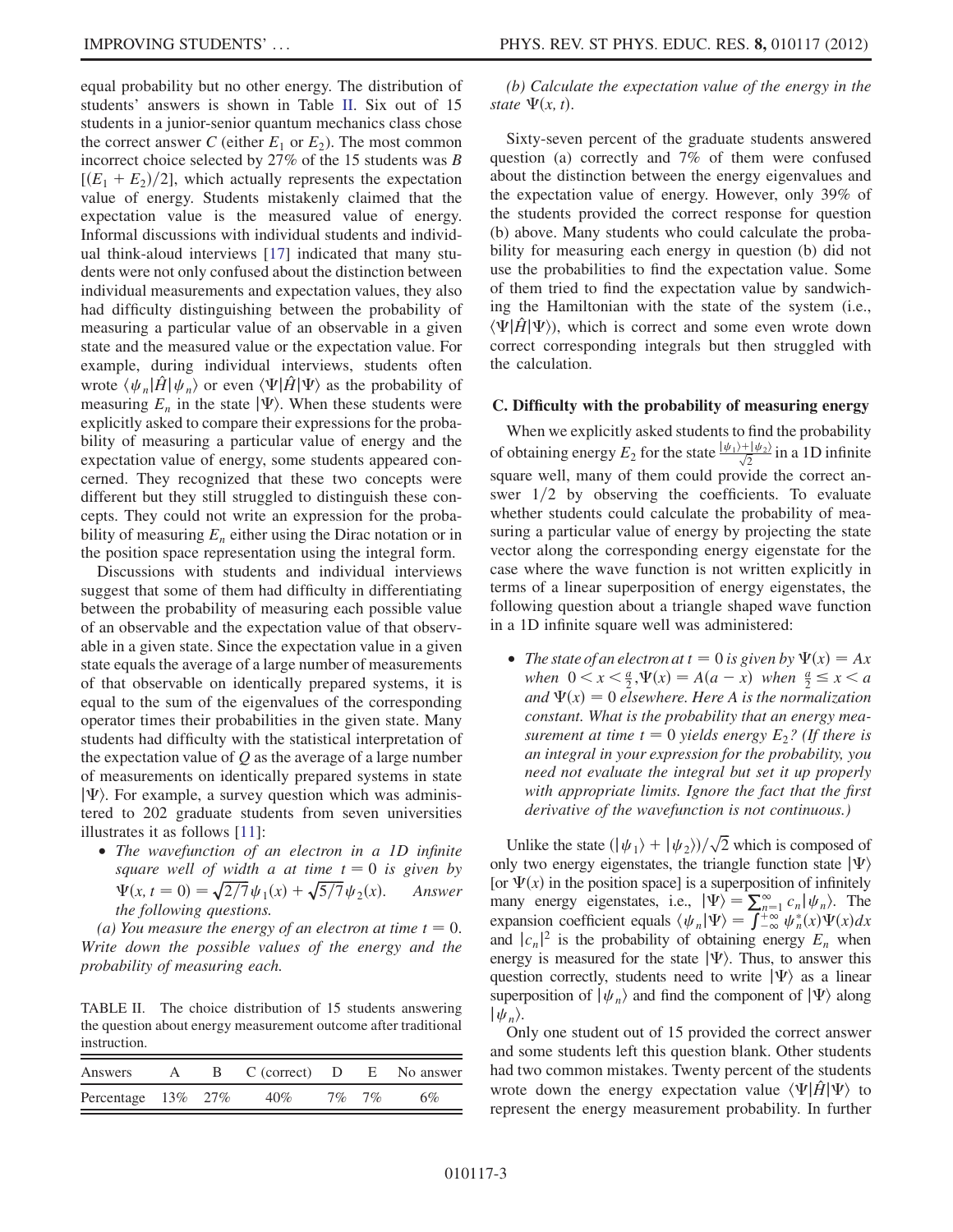equal probability but no other energy. The distribution of students' answers is shown in Table II. Six out of 15 students in a junior-senior quantum mechanics class chose the correct answer $C$ (either $E_1$ or $E_2$). The most common incorrect choice selected by 27% of the 15 students was $B$ $[(E_1 + E_2)/2]$, which actually represents the expectation value of energy. Students mistakenly claimed that the expectation value is the measured value of energy. Informal discussions with individual students and individual think-aloud interviews [17] indicated that many students were not only confused about the distinction between individual measurements and expectation values, they also had difficulty distinguishing between the probability of measuring a particular value of an observable in a given state and the measured value or the expectation value. For example, during individual interviews, students often wrote $\langle \psi_n | \hat{H} | \psi_n \rangle$ or even $\langle \Psi | \hat{H} | \Psi \rangle$ as the probability of measuring $E_n$ in the state $|\Psi\rangle$. When these students were explicitly asked to compare their expressions for the probability of measuring a particular value of energy and the expectation value of energy, some students appeared concerned. They recognized that these two concepts were different but they still struggled to distinguish these concepts. They could not write an expression for the probability of measuring $E_n$ either using the Dirac notation or in the position space representation using the integral form.

Discussions with students and individual interviews suggest that some of them had difficulty in differentiating between the probability of measuring each possible value of an observable and the expectation value of that observable in a given state. Since the expectation value in a given state equals the average of a large number of measurements of that observable on identically prepared systems, it is equal to the sum of the eigenvalues of the corresponding operator times their probabilities in the given state. Many students had difficulty with the statistical interpretation of the expectation value of $Q$ as the average of a large number of measurements on identically prepared systems in state $|\Psi\rangle$. For example, a survey question which was administered to 202 graduate students from seven universities illustrates it as follows [11]:

- *The wavefunction of an electron in a 1D infinite square well of width a at time $t = 0$ is given by $\Psi(x, t = 0) = \sqrt{2/7}\,\psi_1(x) + \sqrt{5/7}\,\psi_2(x)$. Answer the following questions.*

*(a) You measure the energy of an electron at time $t = 0$. Write down the possible values of the energy and the probability of measuring each.*

TABLE II. The choice distribution of 15 students answering the question about energy measurement outcome after traditional instruction.

| Answers | A | B | C (correct) | D | E | No answer |
|---|---|---|---|---|---|---|
| Percentage | 13% | 27% | 40% | 7% | 7% | 6% |

*(b) Calculate the expectation value of the energy in the state $\Psi(x, t)$.*

Sixty-seven percent of the graduate students answered question (a) correctly and 7% of them were confused about the distinction between the energy eigenvalues and the expectation value of energy. However, only 39% of the students provided the correct response for question (b) above. Many students who could calculate the probability for measuring each energy in question (b) did not use the probabilities to find the expectation value. Some of them tried to find the expectation value by sandwiching the Hamiltonian with the state of the system (i.e., $\langle \Psi | \hat{H} | \Psi \rangle$), which is correct and some even wrote down correct corresponding integrals but then struggled with the calculation.

### C. Difficulty with the probability of measuring energy

When we explicitly asked students to find the probability of obtaining energy $E_2$ for the state $\frac{|\psi_1\rangle + |\psi_2\rangle}{\sqrt{2}}$ in a 1D infinite square well, many of them could provide the correct answer $1/2$ by observing the coefficients. To evaluate whether students could calculate the probability of measuring a particular value of energy by projecting the state vector along the corresponding energy eigenstate for the case where the wave function is not written explicitly in terms of a linear superposition of energy eigenstates, the following question about a triangle shaped wave function in a 1D infinite square well was administered:

- *The state of an electron at $t = 0$ is given by $\Psi(x) = Ax$ when $0 < x < \frac{a}{2}$, $\Psi(x) = A(a - x)$ when $\frac{a}{2} \leq x < a$ and $\Psi(x) = 0$ elsewhere. Here A is the normalization constant. What is the probability that an energy measurement at time $t = 0$ yields energy $E_2$? (If there is an integral in your expression for the probability, you need not evaluate the integral but set it up properly with appropriate limits. Ignore the fact that the first derivative of the wavefunction is not continuous.)*

Unlike the state $(|\psi_1\rangle + |\psi_2\rangle)/\sqrt{2}$ which is composed of only two energy eigenstates, the triangle function state $|\Psi\rangle$ [or $\Psi(x)$ in the position space] is a superposition of infinitely many energy eigenstates, i.e., $|\Psi\rangle = \sum_{n=1}^{\infty} c_n |\psi_n\rangle$. The expansion coefficient equals $\langle \psi_n | \Psi \rangle = \int_{-\infty}^{+\infty} \psi_n^*(x) \Psi(x) dx$ and $|c_n|^2$ is the probability of obtaining energy $E_n$ when energy is measured for the state $|\Psi\rangle$. Thus, to answer this question correctly, students need to write $|\Psi\rangle$ as a linear superposition of $|\psi_n\rangle$ and find the component of $|\Psi\rangle$ along $|\psi_n\rangle$.

Only one student out of 15 provided the correct answer and some students left this question blank. Other students had two common mistakes. Twenty percent of the students wrote down the energy expectation value $\langle \Psi | \hat{H} | \Psi \rangle$ to represent the energy measurement probability. In further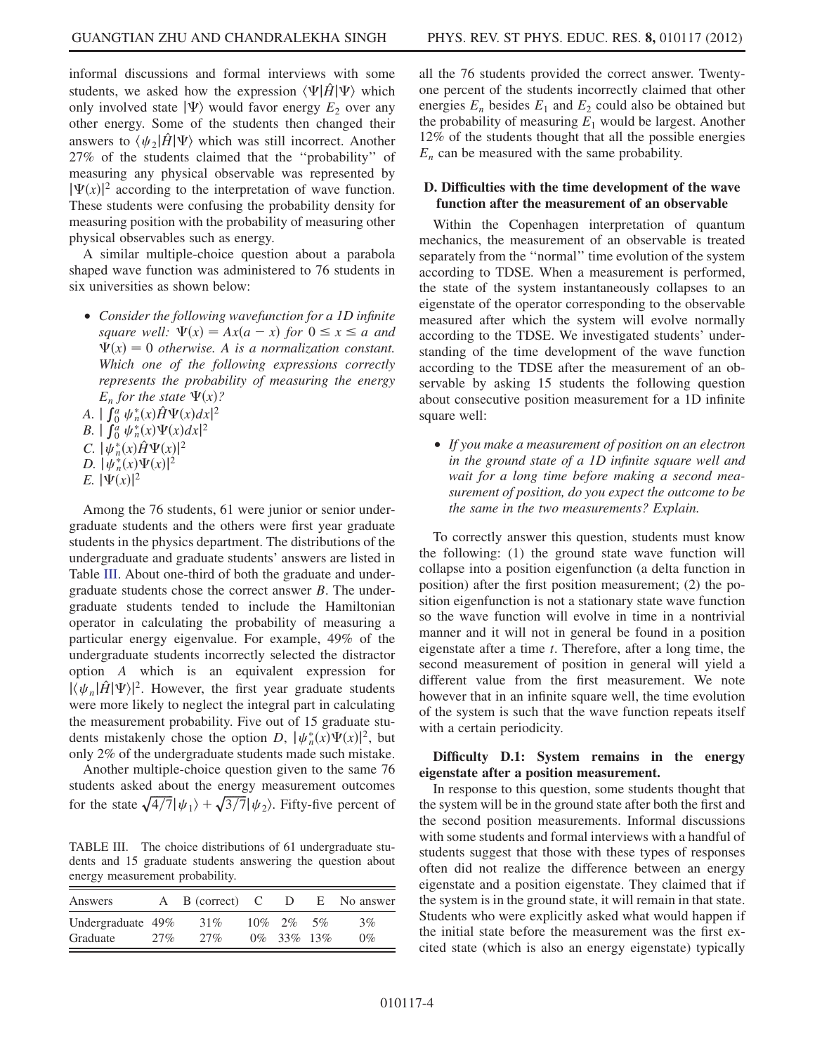informal discussions and formal interviews with some students, we asked how the expression $\langle\Psi|\hat{H}|\Psi\rangle$ which only involved state $|\Psi\rangle$ would favor energy $E_2$ over any other energy. Some of the students then changed their answers to $\langle\psi_2|\hat{H}|\Psi\rangle$ which was still incorrect. Another 27% of the students claimed that the "probability" of measuring any physical observable was represented by $|\Psi(x)|^2$ according to the interpretation of wave function. These students were confusing the probability density for measuring position with the probability of measuring other physical observables such as energy.

A similar multiple-choice question about a parabola shaped wave function was administered to 76 students in six universities as shown below:

- *Consider the following wavefunction for a 1D infinite square well: $\Psi(x) = Ax(a - x)$ for $0 \leq x \leq a$ and $\Psi(x) = 0$ otherwise. A is a normalization constant. Which one of the following expressions correctly represents the probability of measuring the energy $E_n$ for the state $\Psi(x)$?*

*A.* $|\int_0^a \psi_n^*(x)\hat{H}\Psi(x)dx|^2$
*B.* $|\int_0^a \psi_n^*(x)\Psi(x)dx|^2$
*C.* $|\psi_n^*(x)\hat{H}\Psi(x)|^2$
*D.* $|\psi_n^*(x)\Psi(x)|^2$
*E.* $|\Psi(x)|^2$

Among the 76 students, 61 were junior or senior undergraduate students and the others were first year graduate students in the physics department. The distributions of the undergraduate and graduate students' answers are listed in Table III. About one-third of both the graduate and undergraduate students chose the correct answer *B*. The undergraduate students tended to include the Hamiltonian operator in calculating the probability of measuring a particular energy eigenvalue. For example, 49% of the undergraduate students incorrectly selected the distractor option *A* which is an equivalent expression for $|\langle\psi_n|\hat{H}|\Psi\rangle|^2$. However, the first year graduate students were more likely to neglect the integral part in calculating the measurement probability. Five out of 15 graduate students mistakenly chose the option *D*, $|\psi_n^*(x)\Psi(x)|^2$, but only 2% of the undergraduate students made such mistake.

Another multiple-choice question given to the same 76 students asked about the energy measurement outcomes for the state $\sqrt{4/7}|\psi_1\rangle + \sqrt{3/7}|\psi_2\rangle$. Fifty-five percent of all the 76 students provided the correct answer. Twenty-one percent of the students incorrectly claimed that other energies $E_n$ besides $E_1$ and $E_2$ could also be obtained but the probability of measuring $E_1$ would be largest. Another 12% of the students thought that all the possible energies $E_n$ can be measured with the same probability.

TABLE III. The choice distributions of 61 undergraduate students and 15 graduate students answering the question about energy measurement probability.

| Answers | A | B (correct) | C | D | E | No answer |
|---|---|---|---|---|---|---|
| Undergraduate | 49% | 31% | 10% | 2% | 5% | 3% |
| Graduate | 27% | 27% | 0% | 33% | 13% | 0% |

### D. Difficulties with the time development of the wave function after the measurement of an observable

Within the Copenhagen interpretation of quantum mechanics, the measurement of an observable is treated separately from the "normal" time evolution of the system according to TDSE. When a measurement is performed, the state of the system instantaneously collapses to an eigenstate of the operator corresponding to the observable measured after which the system will evolve normally according to the TDSE. We investigated students' understanding of the time development of the wave function according to the TDSE after the measurement of an observable by asking 15 students the following question about consecutive position measurement for a 1D infinite square well:

- *If you make a measurement of position on an electron in the ground state of a 1D infinite square well and wait for a long time before making a second measurement of position, do you expect the outcome to be the same in the two measurements? Explain.*

To correctly answer this question, students must know the following: (1) the ground state wave function will collapse into a position eigenfunction (a delta function in position) after the first position measurement; (2) the position eigenfunction is not a stationary state wave function so the wave function will evolve in time in a nontrivial manner and it will not in general be found in a position eigenstate after a time $t$. Therefore, after a long time, the second measurement of position in general will yield a different value from the first measurement. We note however that in an infinite square well, the time evolution of the system is such that the wave function repeats itself with a certain periodicity.

**Difficulty D.1: System remains in the energy eigenstate after a position measurement.**

In response to this question, some students thought that the system will be in the ground state after both the first and the second position measurements. Informal discussions with some students and formal interviews with a handful of students suggest that those with these types of responses often did not realize the difference between an energy eigenstate and a position eigenstate. They claimed that if the system is in the ground state, it will remain in that state. Students who were explicitly asked what would happen if the initial state before the measurement was the first excited state (which is also an energy eigenstate) typically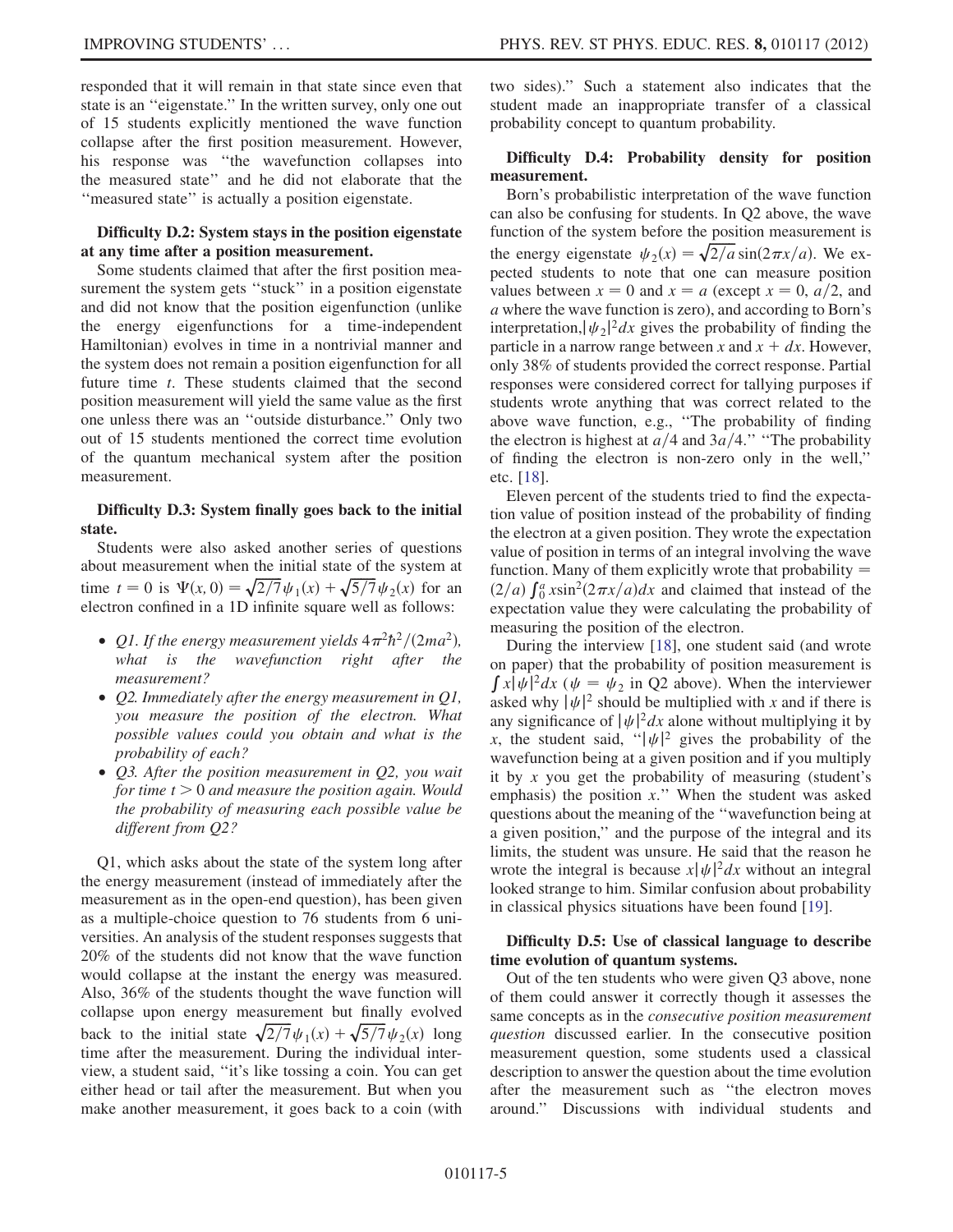responded that it will remain in that state since even that state is an "eigenstate." In the written survey, only one out of 15 students explicitly mentioned the wave function collapse after the first position measurement. However, his response was "the wavefunction collapses into the measured state" and he did not elaborate that the "measured state" is actually a position eigenstate.

**Difficulty D.2: System stays in the position eigenstate at any time after a position measurement.**

Some students claimed that after the first position measurement the system gets "stuck" in a position eigenstate and did not know that the position eigenfunction (unlike the energy eigenfunctions for a time-independent Hamiltonian) evolves in time in a nontrivial manner and the system does not remain a position eigenfunction for all future time $t$. These students claimed that the second position measurement will yield the same value as the first one unless there was an "outside disturbance." Only two out of 15 students mentioned the correct time evolution of the quantum mechanical system after the position measurement.

**Difficulty D.3: System finally goes back to the initial state.**

Students were also asked another series of questions about measurement when the initial state of the system at time $t = 0$ is $\Psi(x, 0) = \sqrt{2/7}\psi_1(x) + \sqrt{5/7}\psi_2(x)$ for an electron confined in a 1D infinite square well as follows:

- *Q1. If the energy measurement yields $4\pi^2\hbar^2/(2ma^2)$, what is the wavefunction right after the measurement?*
- *Q2. Immediately after the energy measurement in Q1, you measure the position of the electron. What possible values could you obtain and what is the probability of each?*
- *Q3. After the position measurement in Q2, you wait for time $t > 0$ and measure the position again. Would the probability of measuring each possible value be different from Q2?*

Q1, which asks about the state of the system long after the energy measurement (instead of immediately after the measurement as in the open-end question), has been given as a multiple-choice question to 76 students from 6 universities. An analysis of the student responses suggests that 20% of the students did not know that the wave function would collapse at the instant the energy was measured. Also, 36% of the students thought the wave function will collapse upon energy measurement but finally evolved back to the initial state $\sqrt{2/7}\psi_1(x) + \sqrt{5/7}\psi_2(x)$ long time after the measurement. During the individual interview, a student said, "it's like tossing a coin. You can get either head or tail after the measurement. But when you make another measurement, it goes back to a coin (with two sides)." Such a statement also indicates that the student made an inappropriate transfer of a classical probability concept to quantum probability.

**Difficulty D.4: Probability density for position measurement.**

Born's probabilistic interpretation of the wave function can also be confusing for students. In Q2 above, the wave function of the system before the position measurement is the energy eigenstate $\psi_2(x) = \sqrt{2/a}\sin(2\pi x/a)$. We expected students to note that one can measure position values between $x = 0$ and $x = a$ (except $x = 0$, $a/2$, and $a$ where the wave function is zero), and according to Born's interpretation, $|\psi_2|^2 dx$ gives the probability of finding the particle in a narrow range between $x$ and $x + dx$. However, only 38% of students provided the correct response. Partial responses were considered correct for tallying purposes if students wrote anything that was correct related to the above wave function, e.g., "The probability of finding the electron is highest at $a/4$ and $3a/4$." "The probability of finding the electron is non-zero only in the well," etc. [18].

Eleven percent of the students tried to find the expectation value of position instead of the probability of finding the electron at a given position. They wrote the expectation value of position in terms of an integral involving the wave function. Many of them explicitly wrote that probability $=$ $(2/a)\int_0^a x\sin^2(2\pi x/a)dx$ and claimed that instead of the expectation value they were calculating the probability of measuring the position of the electron.

During the interview [18], one student said (and wrote on paper) that the probability of position measurement is $\int x|\psi|^2 dx$ ($\psi = \psi_2$ in Q2 above). When the interviewer asked why $|\psi|^2$ should be multiplied with $x$ and if there is any significance of $|\psi|^2 dx$ alone without multiplying it by $x$, the student said, "$|\psi|^2$ gives the probability of the wavefunction being at a given position and if you multiply it by $x$ you get the probability of measuring (student's emphasis) the position $x$." When the student was asked questions about the meaning of the "wavefunction being at a given position," and the purpose of the integral and its limits, the student was unsure. He said that the reason he wrote the integral is because $x|\psi|^2 dx$ without an integral looked strange to him. Similar confusion about probability in classical physics situations have been found [19].

**Difficulty D.5: Use of classical language to describe time evolution of quantum systems.**

Out of the ten students who were given Q3 above, none of them could answer it correctly though it assesses the same concepts as in the *consecutive position measurement question* discussed earlier. In the consecutive position measurement question, some students used a classical description to answer the question about the time evolution after the measurement such as "the electron moves around." Discussions with individual students and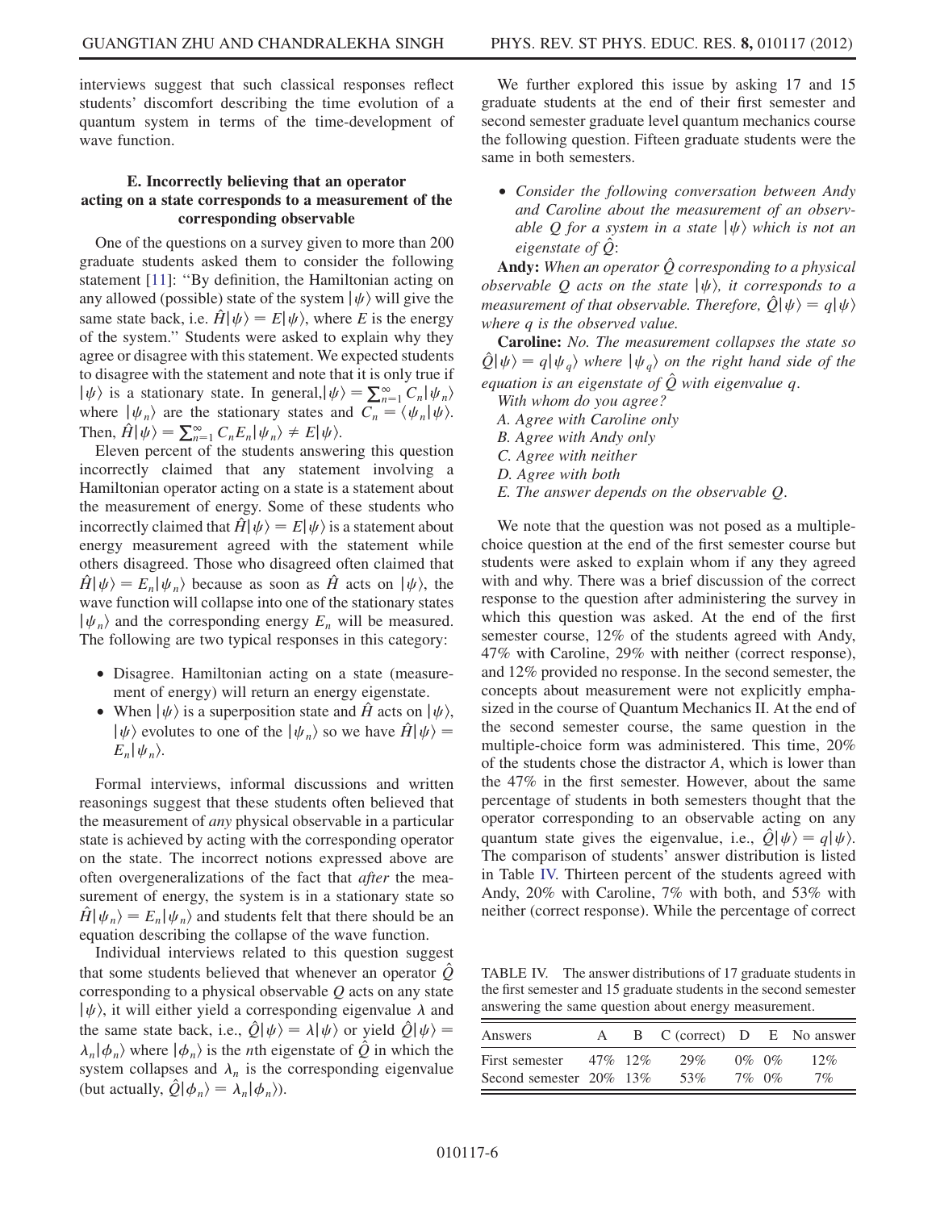interviews suggest that such classical responses reflect students' discomfort describing the time evolution of a quantum system in terms of the time-development of wave function.

### E. Incorrectly believing that an operator acting on a state corresponds to a measurement of the corresponding observable

One of the questions on a survey given to more than 200 graduate students asked them to consider the following statement [11]: "By definition, the Hamiltonian acting on any allowed (possible) state of the system $|\psi\rangle$ will give the same state back, i.e. $\hat{H}|\psi\rangle = E|\psi\rangle$, where $E$ is the energy of the system." Students were asked to explain why they agree or disagree with this statement. We expected students to disagree with the statement and note that it is only true if $|\psi\rangle$ is a stationary state. In general, $|\psi\rangle = \sum_{n=1}^{\infty} C_n|\psi_n\rangle$ where $|\psi_n\rangle$ are the stationary states and $C_n = \langle\psi_n|\psi\rangle$. Then, $\hat{H}|\psi\rangle = \sum_{n=1}^{\infty} C_n E_n|\psi_n\rangle \neq E|\psi\rangle$.

Eleven percent of the students answering this question incorrectly claimed that any statement involving a Hamiltonian operator acting on a state is a statement about the measurement of energy. Some of these students who incorrectly claimed that $\hat{H}|\psi\rangle = E|\psi\rangle$ is a statement about energy measurement agreed with the statement while others disagreed. Those who disagreed often claimed that $\hat{H}|\psi\rangle = E_n|\psi_n\rangle$ because as soon as $\hat{H}$ acts on $|\psi\rangle$, the wave function will collapse into one of the stationary states $|\psi_n\rangle$ and the corresponding energy $E_n$ will be measured. The following are two typical responses in this category:

- Disagree. Hamiltonian acting on a state (measurement of energy) will return an energy eigenstate.
- When $|\psi\rangle$ is a superposition state and $\hat{H}$ acts on $|\psi\rangle$, $|\psi\rangle$ evolutes to one of the $|\psi_n\rangle$ so we have $\hat{H}|\psi\rangle = E_n|\psi_n\rangle$.

Formal interviews, informal discussions and written reasonings suggest that these students often believed that the measurement of *any* physical observable in a particular state is achieved by acting with the corresponding operator on the state. The incorrect notions expressed above are often overgeneralizations of the fact that *after* the measurement of energy, the system is in a stationary state so $\hat{H}|\psi_n\rangle = E_n|\psi_n\rangle$ and students felt that there should be an equation describing the collapse of the wave function.

Individual interviews related to this question suggest that some students believed that whenever an operator $\hat{Q}$ corresponding to a physical observable $Q$ acts on any state $|\psi\rangle$, it will either yield a corresponding eigenvalue $\lambda$ and the same state back, i.e., $\hat{Q}|\psi\rangle = \lambda|\psi\rangle$ or yield $\hat{Q}|\psi\rangle = \lambda_n|\phi_n\rangle$ where $|\phi_n\rangle$ is the $n$th eigenstate of $\hat{Q}$ in which the system collapses and $\lambda_n$ is the corresponding eigenvalue (but actually, $\hat{Q}|\phi_n\rangle = \lambda_n|\phi_n\rangle$).

We further explored this issue by asking 17 and 15 graduate students at the end of their first semester and second semester graduate level quantum mechanics course the following question. Fifteen graduate students were the same in both semesters.

- *Consider the following conversation between Andy and Caroline about the measurement of an observable $Q$ for a system in a state $|\psi\rangle$ which is not an eigenstate of $\hat{Q}$:*

**Andy:** *When an operator $\hat{Q}$ corresponding to a physical observable $Q$ acts on the state $|\psi\rangle$, it corresponds to a measurement of that observable. Therefore, $\hat{Q}|\psi\rangle = q|\psi\rangle$ where $q$ is the observed value.*

**Caroline:** *No. The measurement collapses the state so $\hat{Q}|\psi\rangle = q|\psi_q\rangle$ where $|\psi_q\rangle$ on the right hand side of the equation is an eigenstate of $\hat{Q}$ with eigenvalue $q$.*

*With whom do you agree?*
*A. Agree with Caroline only*
*B. Agree with Andy only*
*C. Agree with neither*
*D. Agree with both*
*E. The answer depends on the observable $Q$.*

We note that the question was not posed as a multiple-choice question at the end of the first semester course but students were asked to explain whom if any they agreed with and why. There was a brief discussion of the correct response to the question after administering the survey in which this question was asked. At the end of the first semester course, 12% of the students agreed with Andy, 47% with Caroline, 29% with neither (correct response), and 12% provided no response. In the second semester, the concepts about measurement were not explicitly emphasized in the course of Quantum Mechanics II. At the end of the second semester course, the same question in the multiple-choice form was administered. This time, 20% of the students chose the distractor *A*, which is lower than the 47% in the first semester. However, about the same percentage of students in both semesters thought that the operator corresponding to an observable acting on any quantum state gives the eigenvalue, i.e., $\hat{Q}|\psi\rangle = q|\psi\rangle$. The comparison of students' answer distribution is listed in Table IV. Thirteen percent of the students agreed with Andy, 20% with Caroline, 7% with both, and 53% with neither (correct response). While the percentage of correct

TABLE IV. The answer distributions of 17 graduate students in the first semester and 15 graduate students in the second semester answering the same question about energy measurement.

| Answers | A | B | C (correct) | D | E | No answer |
|---|---|---|---|---|---|---|
| First semester | 47% | 12% | 29% | 0% | 0% | 12% |
| Second semester | 20% | 13% | 53% | 7% | 0% | 7% |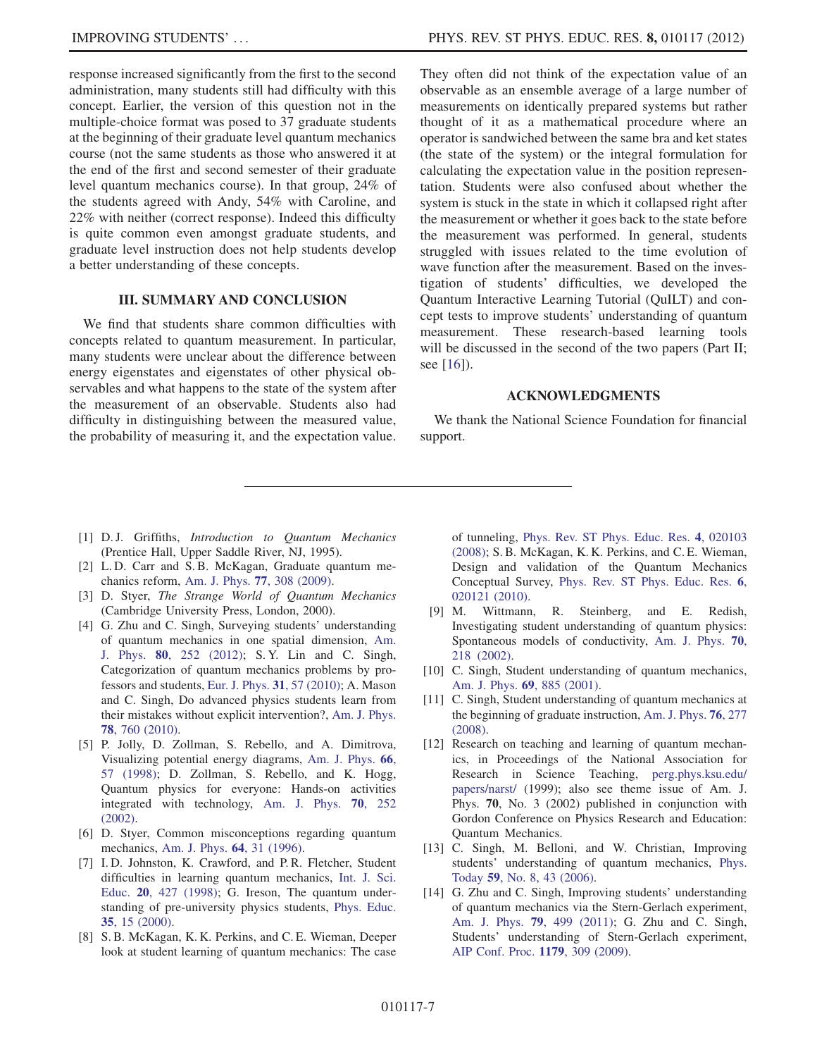response increased significantly from the first to the second administration, many students still had difficulty with this concept. Earlier, the version of this question not in the multiple-choice format was posed to 37 graduate students at the beginning of their graduate level quantum mechanics course (not the same students as those who answered it at the end of the first and second semester of their graduate level quantum mechanics course). In that group, 24% of the students agreed with Andy, 54% with Caroline, and 22% with neither (correct response). Indeed this difficulty is quite common even amongst graduate students, and graduate level instruction does not help students develop a better understanding of these concepts.

## III. SUMMARY AND CONCLUSION

We find that students share common difficulties with concepts related to quantum measurement. In particular, many students were unclear about the difference between energy eigenstates and eigenstates of other physical observables and what happens to the state of the system after the measurement of an observable. Students also had difficulty in distinguishing between the measured value, the probability of measuring it, and the expectation value. They often did not think of the expectation value of an observable as an ensemble average of a large number of measurements on identically prepared systems but rather thought of it as a mathematical procedure where an operator is sandwiched between the same bra and ket states (the state of the system) or the integral formulation for calculating the expectation value in the position representation. Students were also confused about whether the system is stuck in the state in which it collapsed right after the measurement or whether it goes back to the state before the measurement was performed. In general, students struggled with issues related to the time evolution of wave function after the measurement. Based on the investigation of students' difficulties, we developed the Quantum Interactive Learning Tutorial (QuILT) and concept tests to improve students' understanding of quantum measurement. These research-based learning tools will be discussed in the second of the two papers (Part II; see [16]).

## ACKNOWLEDGMENTS

We thank the National Science Foundation for financial support.

---

[1] D. J. Griffiths, *Introduction to Quantum Mechanics* (Prentice Hall, Upper Saddle River, NJ, 1995).

[2] L. D. Carr and S. B. McKagan, Graduate quantum mechanics reform, Am. J. Phys. **77**, 308 (2009).

[3] D. Styer, *The Strange World of Quantum Mechanics* (Cambridge University Press, London, 2000).

[4] G. Zhu and C. Singh, Surveying students' understanding of quantum mechanics in one spatial dimension, Am. J. Phys. **80**, 252 (2012); S. Y. Lin and C. Singh, Categorization of quantum mechanics problems by professors and students, Eur. J. Phys. **31**, 57 (2010); A. Mason and C. Singh, Do advanced physics students learn from their mistakes without explicit intervention?, Am. J. Phys. **78**, 760 (2010).

[5] P. Jolly, D. Zollman, S. Rebello, and A. Dimitrova, Visualizing potential energy diagrams, Am. J. Phys. **66**, 57 (1998); D. Zollman, S. Rebello, and K. Hogg, Quantum physics for everyone: Hands-on activities integrated with technology, Am. J. Phys. **70**, 252 (2002).

[6] D. Styer, Common misconceptions regarding quantum mechanics, Am. J. Phys. **64**, 31 (1996).

[7] I. D. Johnston, K. Crawford, and P. R. Fletcher, Student difficulties in learning quantum mechanics, Int. J. Sci. Educ. **20**, 427 (1998); G. Ireson, The quantum understanding of pre-university physics students, Phys. Educ. **35**, 15 (2000).

[8] S. B. McKagan, K. K. Perkins, and C. E. Wieman, Deeper look at student learning of quantum mechanics: The case of tunneling, Phys. Rev. ST Phys. Educ. Res. **4**, 020103 (2008); S. B. McKagan, K. K. Perkins, and C. E. Wieman, Design and validation of the Quantum Mechanics Conceptual Survey, Phys. Rev. ST Phys. Educ. Res. **6**, 020121 (2010).

[9] M. Wittmann, R. Steinberg, and E. Redish, Investigating student understanding of quantum physics: Spontaneous models of conductivity, Am. J. Phys. **70**, 218 (2002).

[10] C. Singh, Student understanding of quantum mechanics, Am. J. Phys. **69**, 885 (2001).

[11] C. Singh, Student understanding of quantum mechanics at the beginning of graduate instruction, Am. J. Phys. **76**, 277 (2008).

[12] Research on teaching and learning of quantum mechanics, in Proceedings of the National Association for Research in Science Teaching, perg.phys.ksu.edu/papers/narst/ (1999); also see theme issue of Am. J. Phys. **70**, No. 3 (2002) published in conjunction with Gordon Conference on Physics Research and Education: Quantum Mechanics.

[13] C. Singh, M. Belloni, and W. Christian, Improving students' understanding of quantum mechanics, Phys. Today **59**, No. 8, 43 (2006).

[14] G. Zhu and C. Singh, Improving students' understanding of quantum mechanics via the Stern-Gerlach experiment, Am. J. Phys. **79**, 499 (2011); G. Zhu and C. Singh, Students' understanding of Stern-Gerlach experiment, AIP Conf. Proc. **1179**, 309 (2009).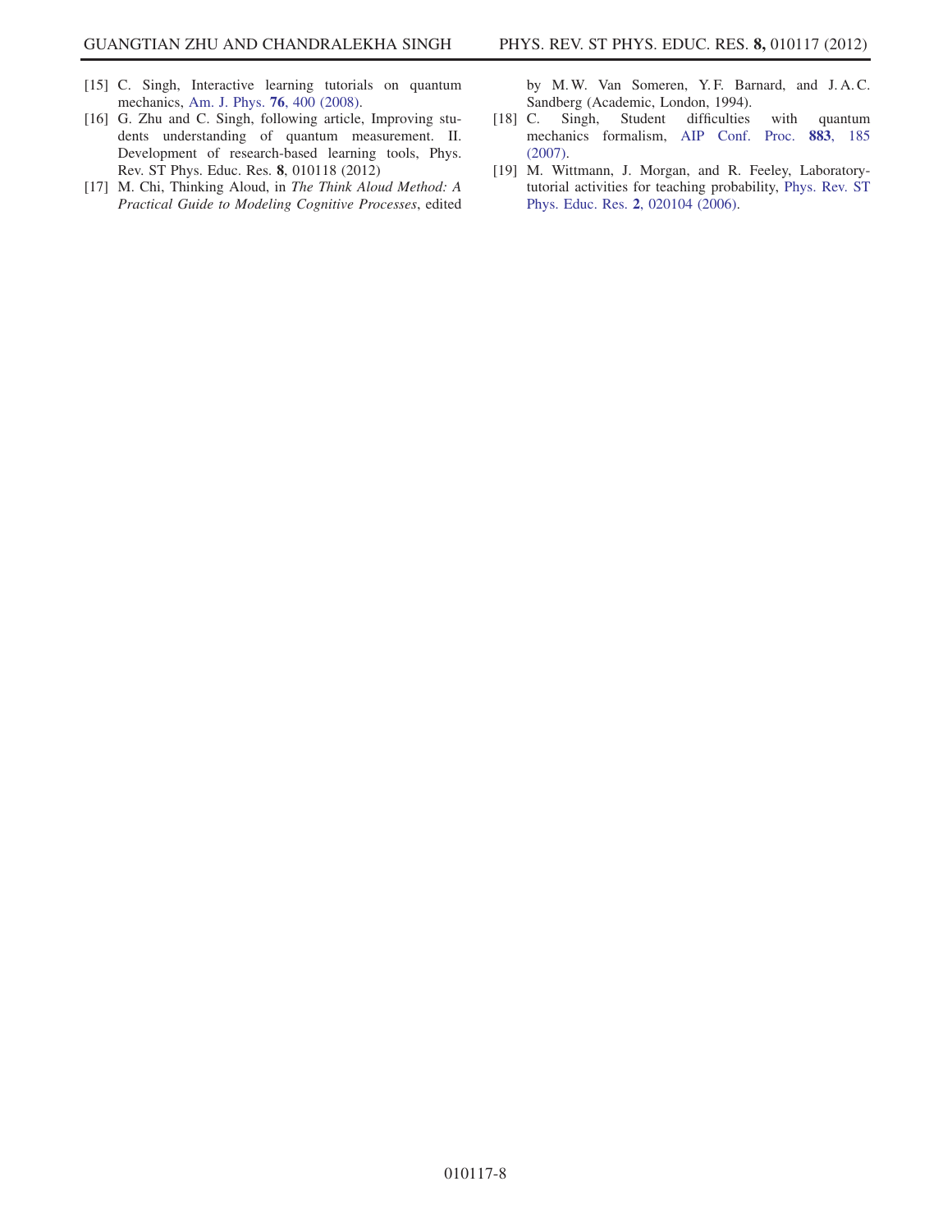[15] C. Singh, Interactive learning tutorials on quantum mechanics, Am. J. Phys. **76**, 400 (2008).

[16] G. Zhu and C. Singh, following article, Improving students understanding of quantum measurement. II. Development of research-based learning tools, Phys. Rev. ST Phys. Educ. Res. **8**, 010118 (2012)

[17] M. Chi, Thinking Aloud, in *The Think Aloud Method: A Practical Guide to Modeling Cognitive Processes*, edited by M. W. Van Someren, Y. F. Barnard, and J. A. C. Sandberg (Academic, London, 1994).

[18] C. Singh, Student difficulties with quantum mechanics formalism, AIP Conf. Proc. **883**, 185 (2007).

[19] M. Wittmann, J. Morgan, and R. Feeley, Laboratory-tutorial activities for teaching probability, Phys. Rev. ST Phys. Educ. Res. **2**, 020104 (2006).